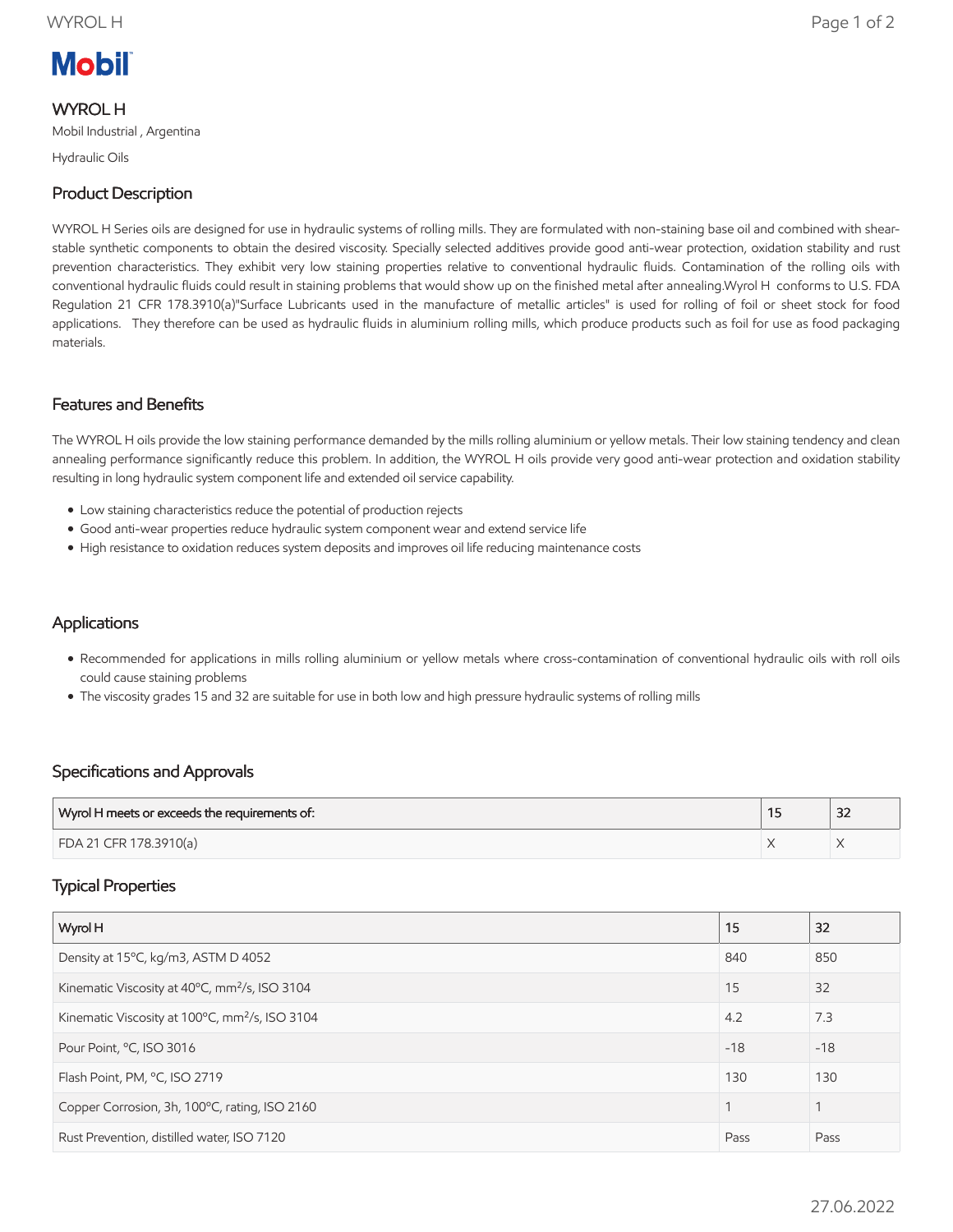**Mobil**

# WYROL H

Mobil Industrial , Argentina

Hydraulic Oils

## Product Description

WYROL H Series oils are designed for use in hydraulic systems of rolling mills. They are formulated with non-staining base oil and combined with shear-stable synthetic components to obtain the desired viscosity. Specially selected additives provide good anti-wear protection, oxidation stability and rust prevention characteristics. They exhibit very low staining properties relative to conventional hydraulic fluids. Contamination of the rolling oils with conventional hydraulic fluids could result in staining problems that would show up on the finished metal after annealing.Wyrol H conforms to U.S. FDA Regulation 21 CFR 178.3910(a)"Surface Lubricants used in the manufacture of metallic articles" is used for rolling of foil or sheet stock for food applications. They therefore can be used as hydraulic fluids in aluminium rolling mills, which produce products such as foil for use as food packaging materials.

## Features and Benefits

The WYROL H oils provide the low staining performance demanded by the mills rolling aluminium or yellow metals. Their low staining tendency and clean annealing performance significantly reduce this problem. In addition, the WYROL H oils provide very good anti-wear protection and oxidation stability resulting in long hydraulic system component life and extended oil service capability.

- Low staining characteristics reduce the potential of production rejects
- Good anti-wear properties reduce hydraulic system component wear and extend service life
- High resistance to oxidation reduces system deposits and improves oil life reducing maintenance costs

## Applications

- Recommended for applications in mills rolling aluminium or yellow metals where cross-contamination of conventional hydraulic oils with roll oils could cause staining problems
- The viscosity grades 15 and 32 are suitable for use in both low and high pressure hydraulic systems of rolling mills

## Specifications and Approvals

| Wyrol H meets or exceeds the requirements of: | 15 | 32 |
|---|---|---|
| FDA 21 CFR 178.3910(a) | X | X |

## Typical Properties

| Wyrol H | 15 | 32 |
|---|---|---|
| Density at 15ºC, kg/m3, ASTM D 4052 | 840 | 850 |
| Kinematic Viscosity at 40ºC, $mm^2/s$, ISO 3104 | 15 | 32 |
| Kinematic Viscosity at 100ºC, $mm^2/s$, ISO 3104 | 4.2 | 7.3 |
| Pour Point, ºC, ISO 3016 | -18 | -18 |
| Flash Point, PM, ºC, ISO 2719 | 130 | 130 |
| Copper Corrosion, 3h, 100ºC, rating, ISO 2160 | 1 | 1 |
| Rust Prevention, distilled water, ISO 7120 | Pass | Pass |

27.06.2022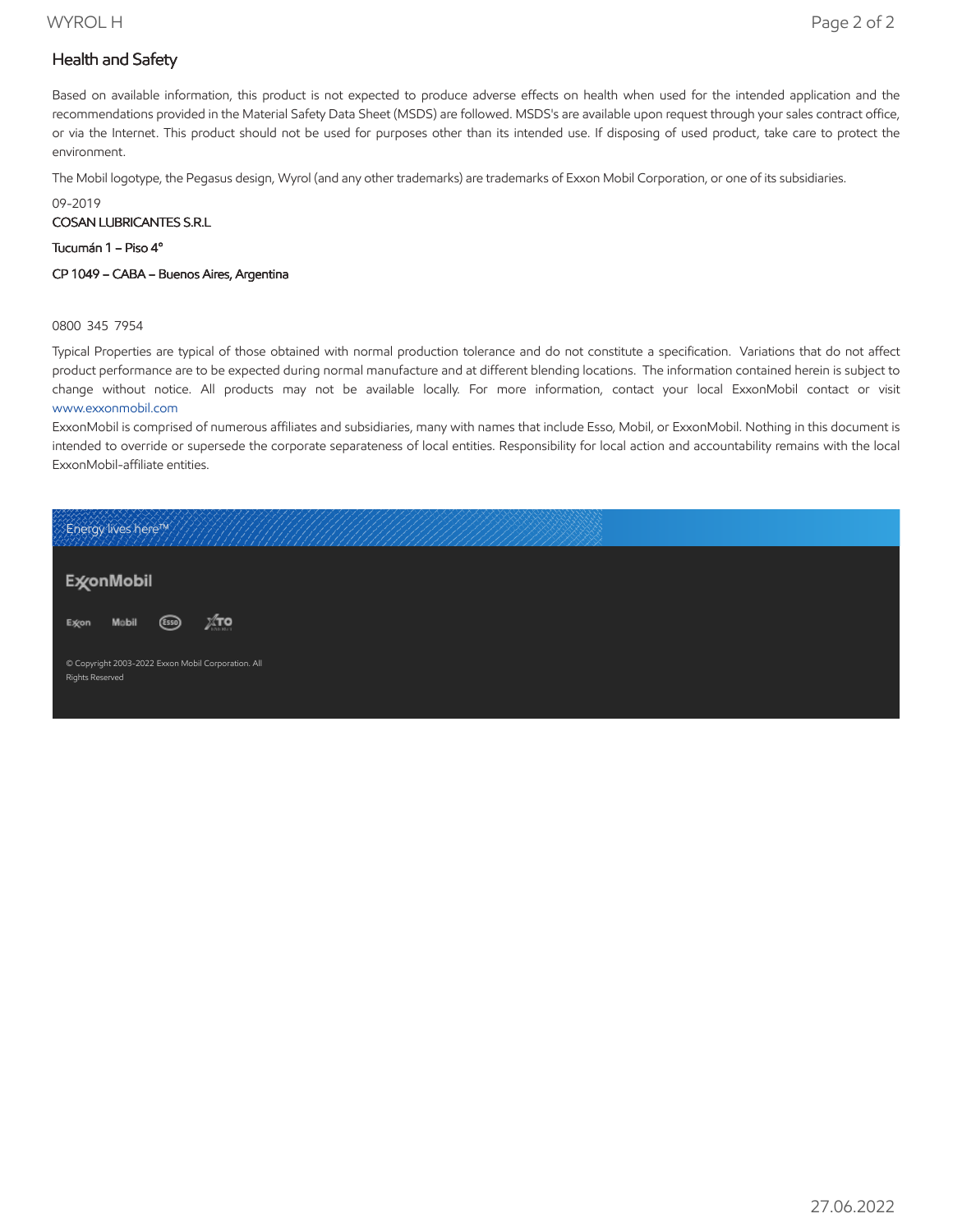## Health and Safety

Based on available information, this product is not expected to produce adverse effects on health when used for the intended application and the recommendations provided in the Material Safety Data Sheet (MSDS) are followed. MSDS's are available upon request through your sales contract office, or via the Internet. This product should not be used for purposes other than its intended use. If disposing of used product, take care to protect the environment.

The Mobil logotype, the Pegasus design, Wyrol (and any other trademarks) are trademarks of Exxon Mobil Corporation, or one of its subsidiaries.

09-2019

COSAN LUBRICANTES S.R.L

Tucumán 1 – Piso 4°

CP 1049 – CABA – Buenos Aires, Argentina

0800 345 7954

Typical Properties are typical of those obtained with normal production tolerance and do not constitute a specification. Variations that do not affect product performance are to be expected during normal manufacture and at different blending locations. The information contained herein is subject to change without notice. All products may not be available locally. For more information, contact your local ExxonMobil contact or visit www.exxonmobil.com

ExxonMobil is comprised of numerous affiliates and subsidiaries, many with names that include Esso, Mobil, or ExxonMobil. Nothing in this document is intended to override or supersede the corporate separateness of local entities. Responsibility for local action and accountability remains with the local ExxonMobil-affiliate entities.

Energy lives here™

ExxonMobil

Exxon Mobil Esso XTO

© Copyright 2003-2022 Exxon Mobil Corporation. All Rights Reserved